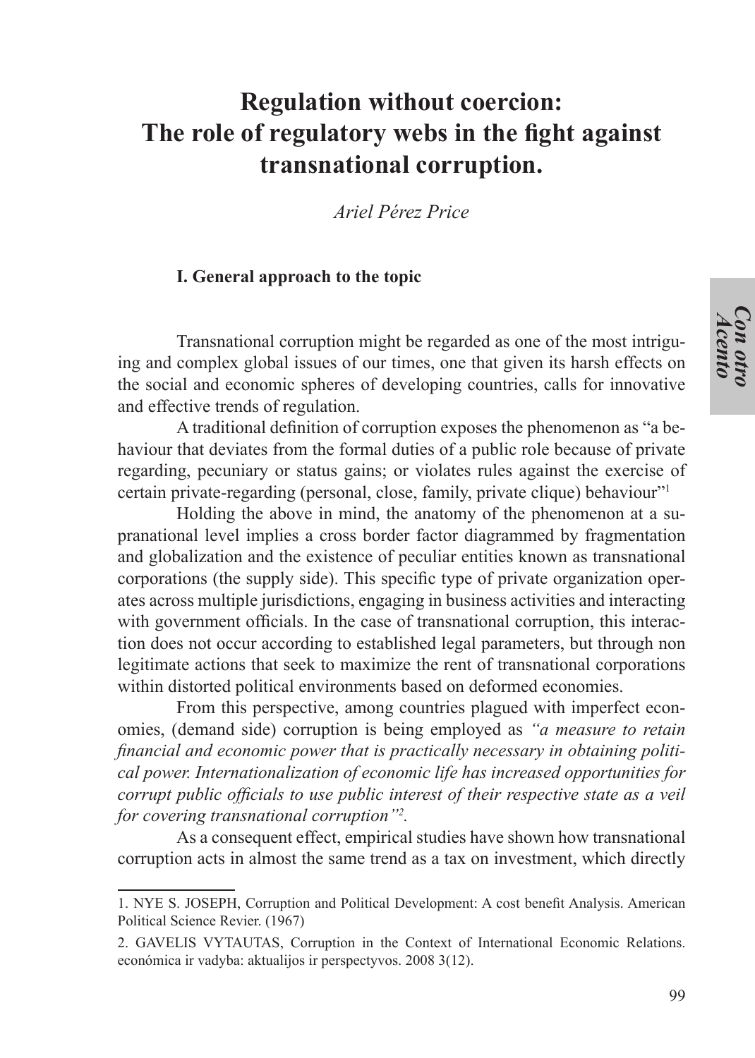# Regulation without coercion: The role of regulatory webs in the fight against transnational corruption.

*Ariel Pérez Price*

## I. General approach to the topic

Transnational corruption might be regarded as one of the most intriguing and complex global issues of our times, one that given its harsh effects on the social and economic spheres of developing countries, calls for innovative and effective trends of regulation.

A traditional definition of corruption exposes the phenomenon as "a behaviour that deviates from the formal duties of a public role because of private regarding, pecuniary or status gains; or violates rules against the exercise of certain private-regarding (personal, close, family, private clique) behaviour"[1]

Holding the above in mind, the anatomy of the phenomenon at a supranational level implies a cross border factor diagrammed by fragmentation and globalization and the existence of peculiar entities known as transnational corporations (the supply side). This specific type of private organization operates across multiple jurisdictions, engaging in business activities and interacting with government officials. In the case of transnational corruption, this interaction does not occur according to established legal parameters, but through non legitimate actions that seek to maximize the rent of transnational corporations within distorted political environments based on deformed economies.

From this perspective, among countries plagued with imperfect economies, (demand side) corruption is being employed as *"a measure to retain financial and economic power that is practically necessary in obtaining political power. Internationalization of economic life has increased opportunities for corrupt public officials to use public interest of their respective state as a veil for covering transnational corruption"*[2].

As a consequent effect, empirical studies have shown how transnational corruption acts in almost the same trend as a tax on investment, which directly

---

1. NYE S. JOSEPH, Corruption and Political Development: A cost benefit Analysis. American Political Science Revier. (1967)

2. GAVELIS VYTAUTAS, Corruption in the Context of International Economic Relations. económica ir vadyba: aktualijos ir perspectyvos. 2008 3(12).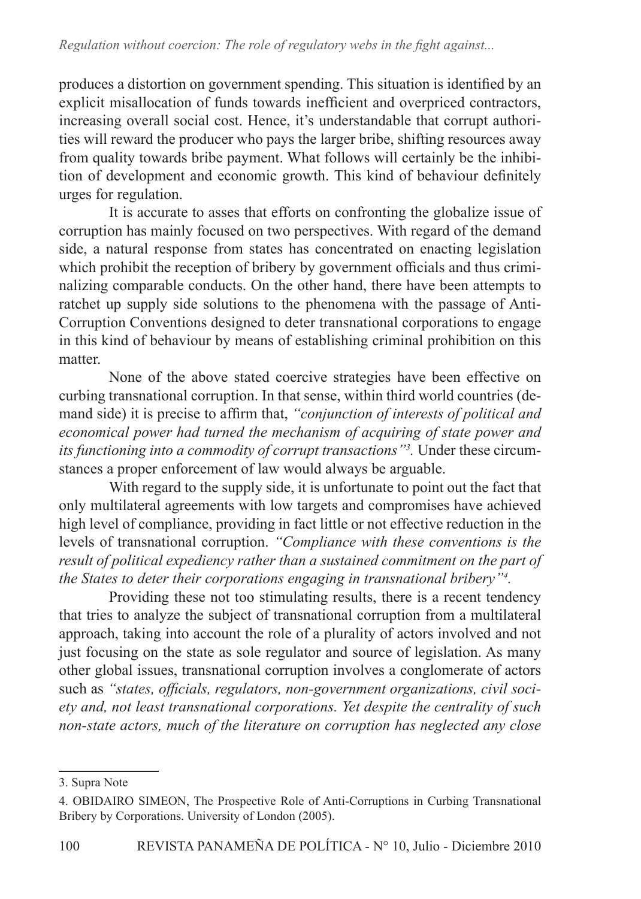produces a distortion on government spending. This situation is identified by an explicit misallocation of funds towards inefficient and overpriced contractors, increasing overall social cost. Hence, it's understandable that corrupt authorities will reward the producer who pays the larger bribe, shifting resources away from quality towards bribe payment. What follows will certainly be the inhibition of development and economic growth. This kind of behaviour definitely urges for regulation.

It is accurate to asses that efforts on confronting the globalize issue of corruption has mainly focused on two perspectives. With regard of the demand side, a natural response from states has concentrated on enacting legislation which prohibit the reception of bribery by government officials and thus criminalizing comparable conducts. On the other hand, there have been attempts to ratchet up supply side solutions to the phenomena with the passage of Anti-Corruption Conventions designed to deter transnational corporations to engage in this kind of behaviour by means of establishing criminal prohibition on this matter.

None of the above stated coercive strategies have been effective on curbing transnational corruption. In that sense, within third world countries (demand side) it is precise to affirm that, *"conjunction of interests of political and economical power had turned the mechanism of acquiring of state power and its functioning into a commodity of corrupt transactions"*[3]. Under these circumstances a proper enforcement of law would always be arguable.

With regard to the supply side, it is unfortunate to point out the fact that only multilateral agreements with low targets and compromises have achieved high level of compliance, providing in fact little or not effective reduction in the levels of transnational corruption. *"Compliance with these conventions is the result of political expediency rather than a sustained commitment on the part of the States to deter their corporations engaging in transnational bribery"*[4].

Providing these not too stimulating results, there is a recent tendency that tries to analyze the subject of transnational corruption from a multilateral approach, taking into account the role of a plurality of actors involved and not just focusing on the state as sole regulator and source of legislation. As many other global issues, transnational corruption involves a conglomerate of actors such as *"states, officials, regulators, non-government organizations, civil society and, not least transnational corporations. Yet despite the centrality of such non-state actors, much of the literature on corruption has neglected any close*

---

3. Supra Note

4. OBIDAIRO SIMEON, The Prospective Role of Anti-Corruptions in Curbing Transnational Bribery by Corporations. University of London (2005).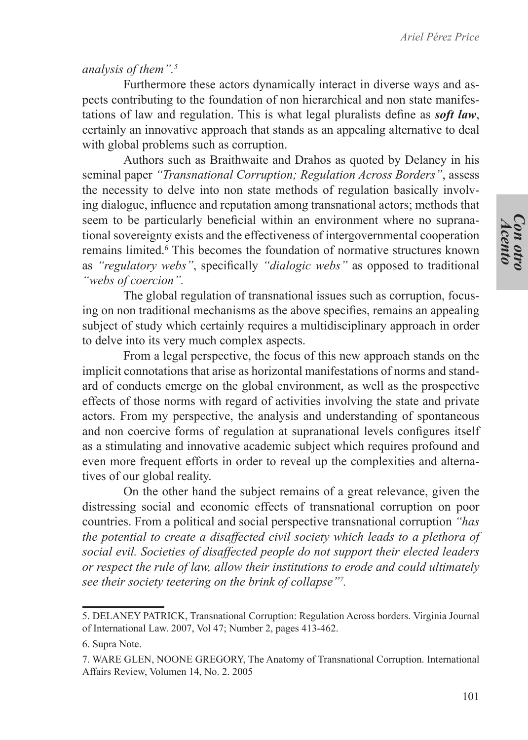*analysis of them".*[5]

Furthermore these actors dynamically interact in diverse ways and aspects contributing to the foundation of non hierarchical and non state manifestations of law and regulation. This is what legal pluralists define as ***soft law***, certainly an innovative approach that stands as an appealing alternative to deal with global problems such as corruption.

Authors such as Braithwaite and Drahos as quoted by Delaney in his seminal paper *"Transnational Corruption; Regulation Across Borders"*, assess the necessity to delve into non state methods of regulation basically involving dialogue, influence and reputation among transnational actors; methods that seem to be particularly beneficial within an environment where no supranational sovereignty exists and the effectiveness of intergovernmental cooperation remains limited.[6] This becomes the foundation of normative structures known as *"regulatory webs"*, specifically *"dialogic webs"* as opposed to traditional *"webs of coercion"*.

The global regulation of transnational issues such as corruption, focusing on non traditional mechanisms as the above specifies, remains an appealing subject of study which certainly requires a multidisciplinary approach in order to delve into its very much complex aspects.

From a legal perspective, the focus of this new approach stands on the implicit connotations that arise as horizontal manifestations of norms and standard of conducts emerge on the global environment, as well as the prospective effects of those norms with regard of activities involving the state and private actors. From my perspective, the analysis and understanding of spontaneous and non coercive forms of regulation at supranational levels configures itself as a stimulating and innovative academic subject which requires profound and even more frequent efforts in order to reveal up the complexities and alternatives of our global reality.

On the other hand the subject remains of a great relevance, given the distressing social and economic effects of transnational corruption on poor countries. From a political and social perspective transnational corruption *"has the potential to create a disaffected civil society which leads to a plethora of social evil. Societies of disaffected people do not support their elected leaders or respect the rule of law, allow their institutions to erode and could ultimately see their society teetering on the brink of collapse"*[7]*.*

---

5. DELANEY PATRICK, Transnational Corruption: Regulation Across borders. Virginia Journal of International Law. 2007, Vol 47; Number 2, pages 413-462.

6. Supra Note.

7. WARE GLEN, NOONE GREGORY, The Anatomy of Transnational Corruption. International Affairs Review, Volumen 14, No. 2. 2005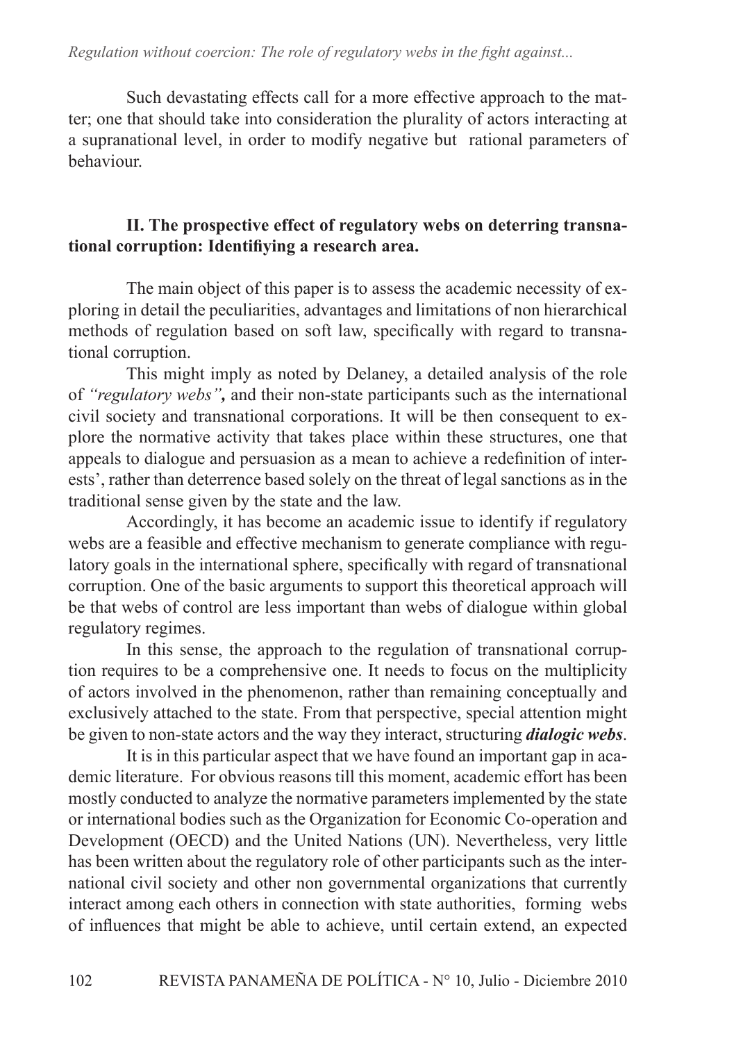Such devastating effects call for a more effective approach to the matter; one that should take into consideration the plurality of actors interacting at a supranational level, in order to modify negative but rational parameters of behaviour.

## II. The prospective effect of regulatory webs on deterring transnational corruption: Identifiying a research area.

The main object of this paper is to assess the academic necessity of exploring in detail the peculiarities, advantages and limitations of non hierarchical methods of regulation based on soft law, specifically with regard to transnational corruption.

This might imply as noted by Delaney, a detailed analysis of the role of *"regulatory webs"*, and their non-state participants such as the international civil society and transnational corporations. It will be then consequent to explore the normative activity that takes place within these structures, one that appeals to dialogue and persuasion as a mean to achieve a redefinition of interests', rather than deterrence based solely on the threat of legal sanctions as in the traditional sense given by the state and the law.

Accordingly, it has become an academic issue to identify if regulatory webs are a feasible and effective mechanism to generate compliance with regulatory goals in the international sphere, specifically with regard of transnational corruption. One of the basic arguments to support this theoretical approach will be that webs of control are less important than webs of dialogue within global regulatory regimes.

In this sense, the approach to the regulation of transnational corruption requires to be a comprehensive one. It needs to focus on the multiplicity of actors involved in the phenomenon, rather than remaining conceptually and exclusively attached to the state. From that perspective, special attention might be given to non-state actors and the way they interact, structuring ***dialogic webs***.

It is in this particular aspect that we have found an important gap in academic literature. For obvious reasons till this moment, academic effort has been mostly conducted to analyze the normative parameters implemented by the state or international bodies such as the Organization for Economic Co-operation and Development (OECD) and the United Nations (UN). Nevertheless, very little has been written about the regulatory role of other participants such as the international civil society and other non governmental organizations that currently interact among each others in connection with state authorities, forming webs of influences that might be able to achieve, until certain extend, an expected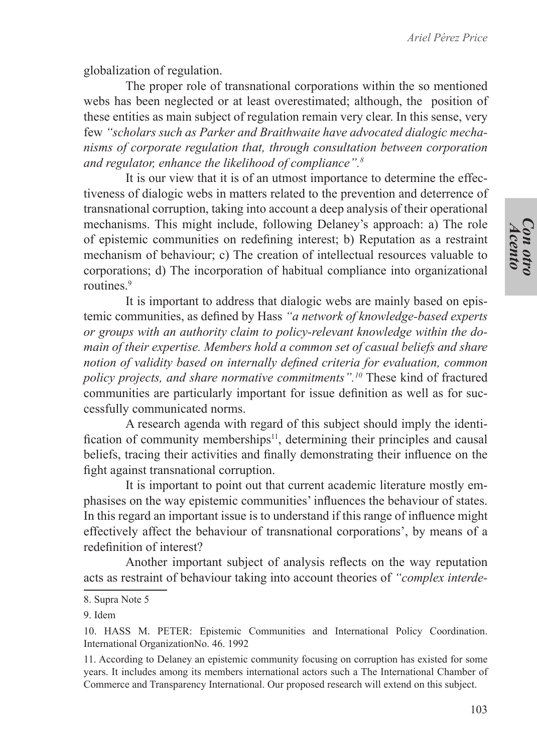globalization of regulation.

The proper role of transnational corporations within the so mentioned webs has been neglected or at least overestimated; although, the position of these entities as main subject of regulation remain very clear. In this sense, very few *"scholars such as Parker and Braithwaite have advocated dialogic mechanisms of corporate regulation that, through consultation between corporation and regulator, enhance the likelihood of compliance".*[8]

It is our view that it is of an utmost importance to determine the effectiveness of dialogic webs in matters related to the prevention and deterrence of transnational corruption, taking into account a deep analysis of their operational mechanisms. This might include, following Delaney's approach: a) The role of epistemic communities on redefining interest; b) Reputation as a restraint mechanism of behaviour; c) The creation of intellectual resources valuable to corporations; d) The incorporation of habitual compliance into organizational routines.[9]

It is important to address that dialogic webs are mainly based on epistemic communities, as defined by Hass *"a network of knowledge-based experts or groups with an authority claim to policy-relevant knowledge within the domain of their expertise. Members hold a common set of casual beliefs and share notion of validity based on internally defined criteria for evaluation, common policy projects, and share normative commitments".*[10] These kind of fractured communities are particularly important for issue definition as well as for successfully communicated norms.

A research agenda with regard of this subject should imply the identification of community memberships[11], determining their principles and causal beliefs, tracing their activities and finally demonstrating their influence on the fight against transnational corruption.

It is important to point out that current academic literature mostly emphasises on the way epistemic communities' influences the behaviour of states. In this regard an important issue is to understand if this range of influence might effectively affect the behaviour of transnational corporations', by means of a redefinition of interest?

Another important subject of analysis reflects on the way reputation acts as restraint of behaviour taking into account theories of *"complex interde-*

---

8. Supra Note 5

9. Idem

10. HASS M. PETER: Epistemic Communities and International Policy Coordination. International OrganizationNo. 46. 1992

11. According to Delaney an epistemic community focusing on corruption has existed for some years. It includes among its members international actors such a The International Chamber of Commerce and Transparency International. Our proposed research will extend on this subject.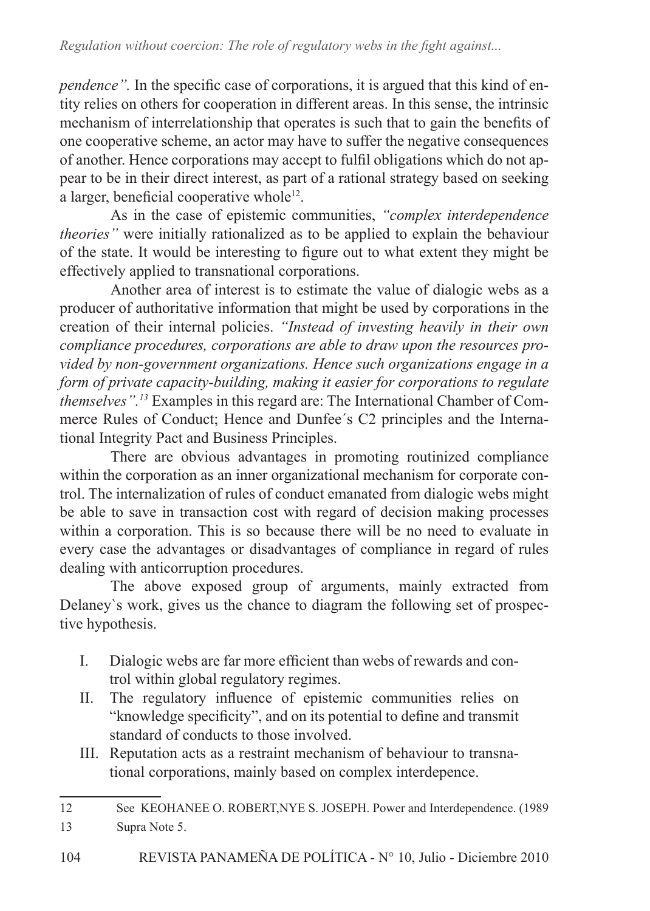*pendence".* In the specific case of corporations, it is argued that this kind of entity relies on others for cooperation in different areas. In this sense, the intrinsic mechanism of interrelationship that operates is such that to gain the benefits of one cooperative scheme, an actor may have to suffer the negative consequences of another. Hence corporations may accept to fulfil obligations which do not appear to be in their direct interest, as part of a rational strategy based on seeking a larger, beneficial cooperative whole[12].

As in the case of epistemic communities, *"complex interdependence theories"* were initially rationalized as to be applied to explain the behaviour of the state. It would be interesting to figure out to what extent they might be effectively applied to transnational corporations.

Another area of interest is to estimate the value of dialogic webs as a producer of authoritative information that might be used by corporations in the creation of their internal policies. *"Instead of investing heavily in their own compliance procedures, corporations are able to draw upon the resources provided by non-government organizations. Hence such organizations engage in a form of private capacity-building, making it easier for corporations to regulate themselves".[13]* Examples in this regard are: The International Chamber of Commerce Rules of Conduct; Hence and Dunfee´s C2 principles and the International Integrity Pact and Business Principles.

There are obvious advantages in promoting routinized compliance within the corporation as an inner organizational mechanism for corporate control. The internalization of rules of conduct emanated from dialogic webs might be able to save in transaction cost with regard of decision making processes within a corporation. This is so because there will be no need to evaluate in every case the advantages or disadvantages of compliance in regard of rules dealing with anticorruption procedures.

The above exposed group of arguments, mainly extracted from Delaney`s work, gives us the chance to diagram the following set of prospective hypothesis.

I. Dialogic webs are far more efficient than webs of rewards and control within global regulatory regimes.
II. The regulatory influence of epistemic communities relies on "knowledge specificity", and on its potential to define and transmit standard of conducts to those involved.
III. Reputation acts as a restraint mechanism of behaviour to transnational corporations, mainly based on complex interdepence.

---

12 See KEOHANEE O. ROBERT,NYE S. JOSEPH. Power and Interdependence. (1989

13 Supra Note 5.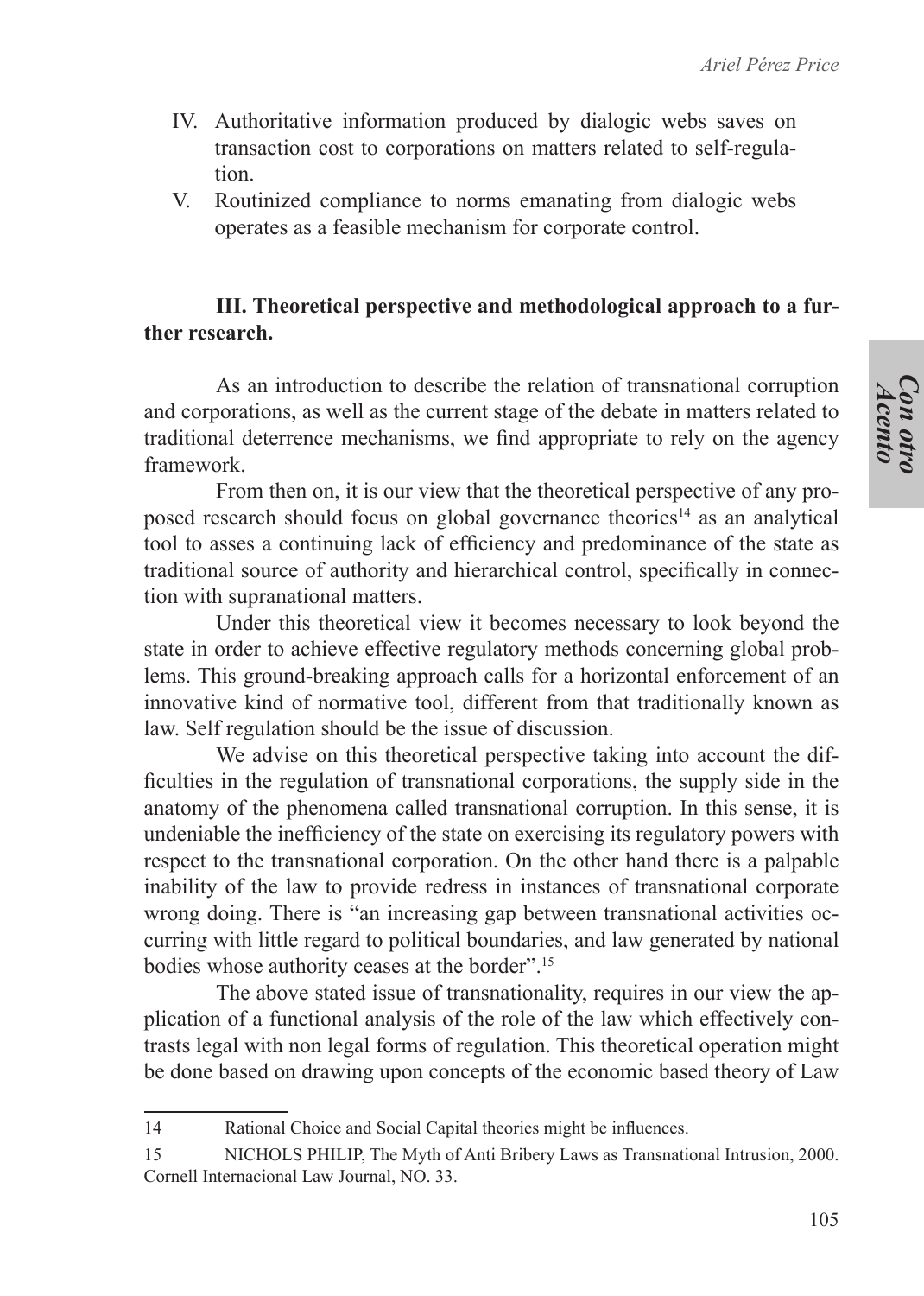IV. Authoritative information produced by dialogic webs saves on transaction cost to corporations on matters related to self-regulation.

V. Routinized compliance to norms emanating from dialogic webs operates as a feasible mechanism for corporate control.

### III. Theoretical perspective and methodological approach to a further research.

As an introduction to describe the relation of transnational corruption and corporations, as well as the current stage of the debate in matters related to traditional deterrence mechanisms, we find appropriate to rely on the agency framework.

From then on, it is our view that the theoretical perspective of any proposed research should focus on global governance theories[14] as an analytical tool to asses a continuing lack of efficiency and predominance of the state as traditional source of authority and hierarchical control, specifically in connection with supranational matters.

Under this theoretical view it becomes necessary to look beyond the state in order to achieve effective regulatory methods concerning global problems. This ground-breaking approach calls for a horizontal enforcement of an innovative kind of normative tool, different from that traditionally known as law. Self regulation should be the issue of discussion.

We advise on this theoretical perspective taking into account the difficulties in the regulation of transnational corporations, the supply side in the anatomy of the phenomena called transnational corruption. In this sense, it is undeniable the inefficiency of the state on exercising its regulatory powers with respect to the transnational corporation. On the other hand there is a palpable inability of the law to provide redress in instances of transnational corporate wrong doing. There is "an increasing gap between transnational activities occurring with little regard to political boundaries, and law generated by national bodies whose authority ceases at the border".[15]

The above stated issue of transnationality, requires in our view the application of a functional analysis of the role of the law which effectively contrasts legal with non legal forms of regulation. This theoretical operation might be done based on drawing upon concepts of the economic based theory of Law

---

14 Rational Choice and Social Capital theories might be influences.

15 NICHOLS PHILIP, The Myth of Anti Bribery Laws as Transnational Intrusion, 2000. Cornell Internacional Law Journal, NO. 33.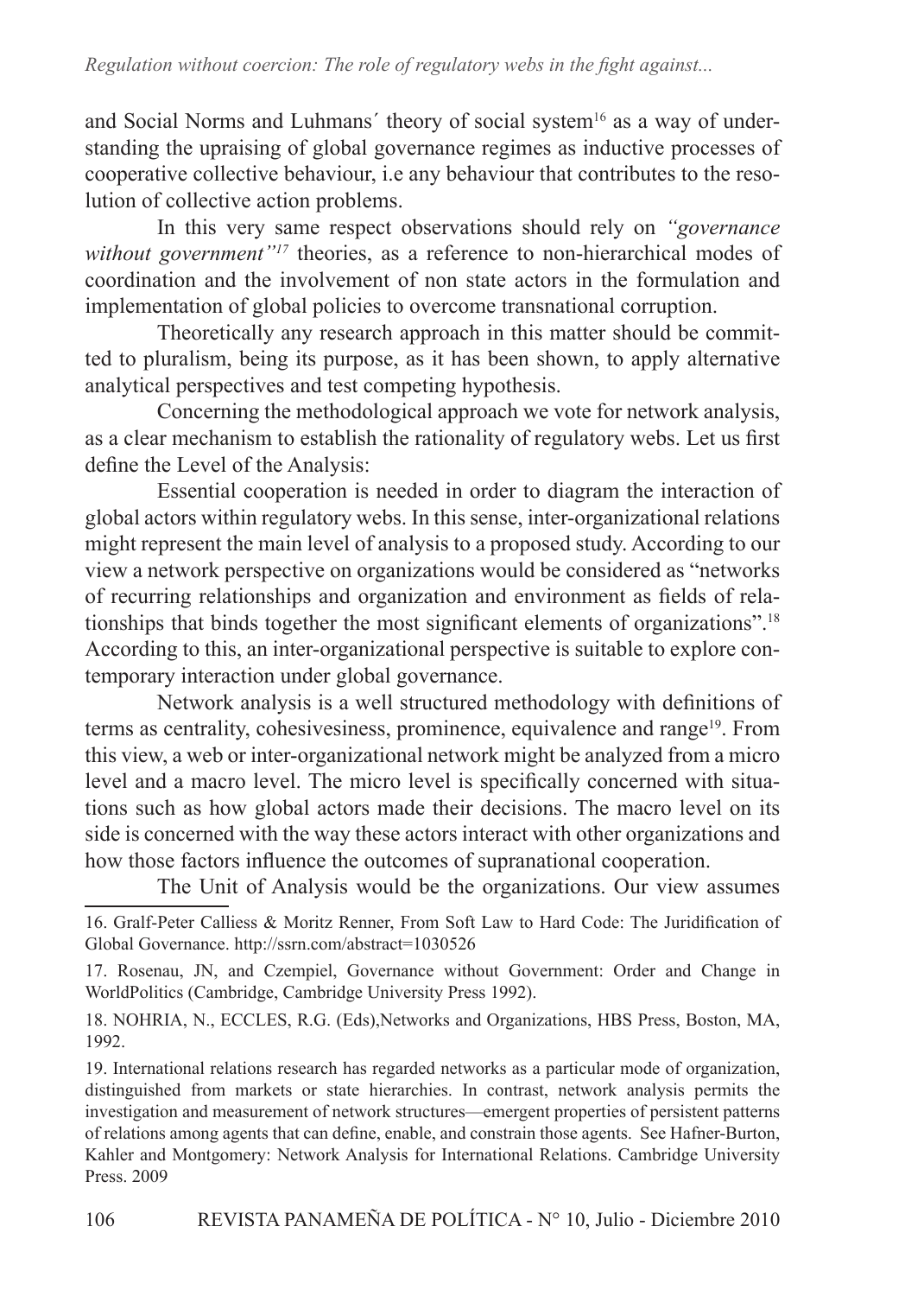and Social Norms and Luhmans´ theory of social system[16] as a way of understanding the upraising of global governance regimes as inductive processes of cooperative collective behaviour, i.e any behaviour that contributes to the resolution of collective action problems.

In this very same respect observations should rely on *"governance without government"*[17] theories, as a reference to non-hierarchical modes of coordination and the involvement of non state actors in the formulation and implementation of global policies to overcome transnational corruption.

Theoretically any research approach in this matter should be committed to pluralism, being its purpose, as it has been shown, to apply alternative analytical perspectives and test competing hypothesis.

Concerning the methodological approach we vote for network analysis, as a clear mechanism to establish the rationality of regulatory webs. Let us first define the Level of the Analysis:

Essential cooperation is needed in order to diagram the interaction of global actors within regulatory webs. In this sense, inter-organizational relations might represent the main level of analysis to a proposed study. According to our view a network perspective on organizations would be considered as "networks of recurring relationships and organization and environment as fields of relationships that binds together the most significant elements of organizations".[18] According to this, an inter-organizational perspective is suitable to explore contemporary interaction under global governance.

Network analysis is a well structured methodology with definitions of terms as centrality, cohesivesiness, prominence, equivalence and range[19]. From this view, a web or inter-organizational network might be analyzed from a micro level and a macro level. The micro level is specifically concerned with situations such as how global actors made their decisions. The macro level on its side is concerned with the way these actors interact with other organizations and how those factors influence the outcomes of supranational cooperation.

The Unit of Analysis would be the organizations. Our view assumes

---

16. Gralf-Peter Calliess & Moritz Renner, From Soft Law to Hard Code: The Juridification of Global Governance. http://ssrn.com/abstract=1030526

17. Rosenau, JN, and Czempiel, Governance without Government: Order and Change in WorldPolitics (Cambridge, Cambridge University Press 1992).

18. NOHRIA, N., ECCLES, R.G. (Eds),Networks and Organizations, HBS Press, Boston, MA, 1992.

19. International relations research has regarded networks as a particular mode of organization, distinguished from markets or state hierarchies. In contrast, network analysis permits the investigation and measurement of network structures—emergent properties of persistent patterns of relations among agents that can define, enable, and constrain those agents. See Hafner-Burton, Kahler and Montgomery: Network Analysis for International Relations. Cambridge University Press. 2009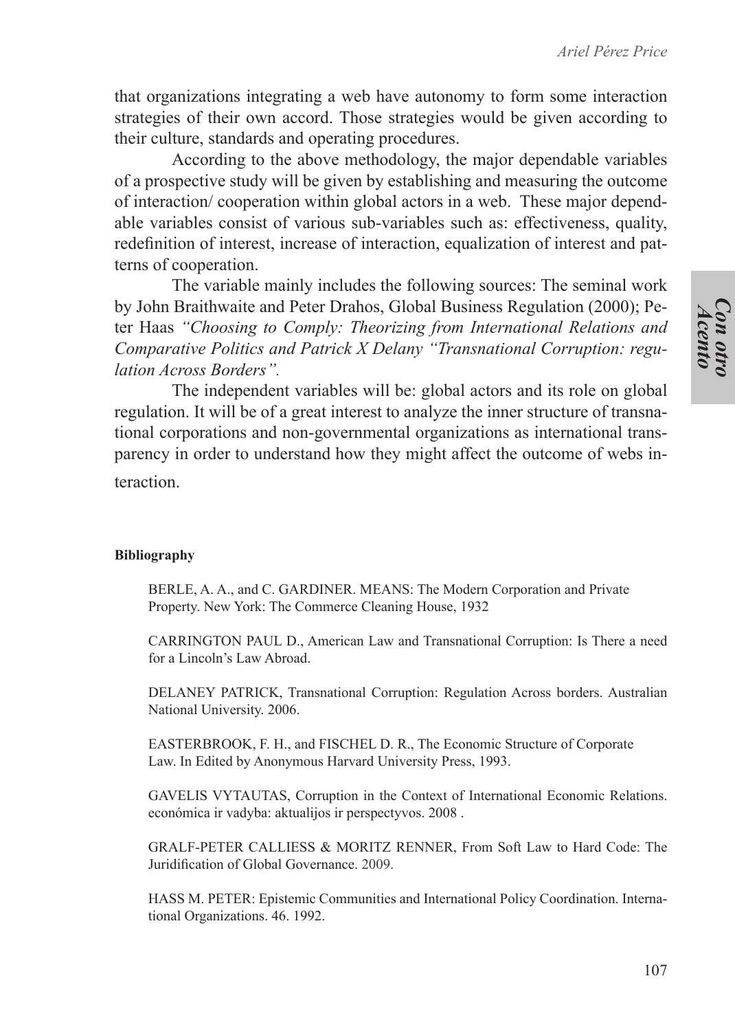that organizations integrating a web have autonomy to form some interaction strategies of their own accord. Those strategies would be given according to their culture, standards and operating procedures.

According to the above methodology, the major dependable variables of a prospective study will be given by establishing and measuring the outcome of interaction/ cooperation within global actors in a web. These major dependable variables consist of various sub-variables such as: effectiveness, quality, redefinition of interest, increase of interaction, equalization of interest and patterns of cooperation.

The variable mainly includes the following sources: The seminal work by John Braithwaite and Peter Drahos, Global Business Regulation (2000); Peter Haas *"Choosing to Comply: Theorizing from International Relations and Comparative Politics and Patrick X Delany "Transnational Corruption: regulation Across Borders".*

The independent variables will be: global actors and its role on global regulation. It will be of a great interest to analyze the inner structure of transnational corporations and non-governmental organizations as international transparency in order to understand how they might affect the outcome of webs interaction.

**Bibliography**

BERLE, A. A., and C. GARDINER. MEANS: The Modern Corporation and Private Property. New York: The Commerce Cleaning House, 1932

CARRINGTON PAUL D., American Law and Transnational Corruption: Is There a need for a Lincoln's Law Abroad.

DELANEY PATRICK, Transnational Corruption: Regulation Across borders. Australian National University. 2006.

EASTERBROOK, F. H., and FISCHEL D. R., The Economic Structure of Corporate Law. In Edited by Anonymous Harvard University Press, 1993.

GAVELIS VYTAUTAS, Corruption in the Context of International Economic Relations. económica ir vadyba: aktualijos ir perspectyvos. 2008 .

GRALF-PETER CALLIESS & MORITZ RENNER, From Soft Law to Hard Code: The Juridification of Global Governance. 2009.

HASS M. PETER: Epistemic Communities and International Policy Coordination. International Organizations. 46. 1992.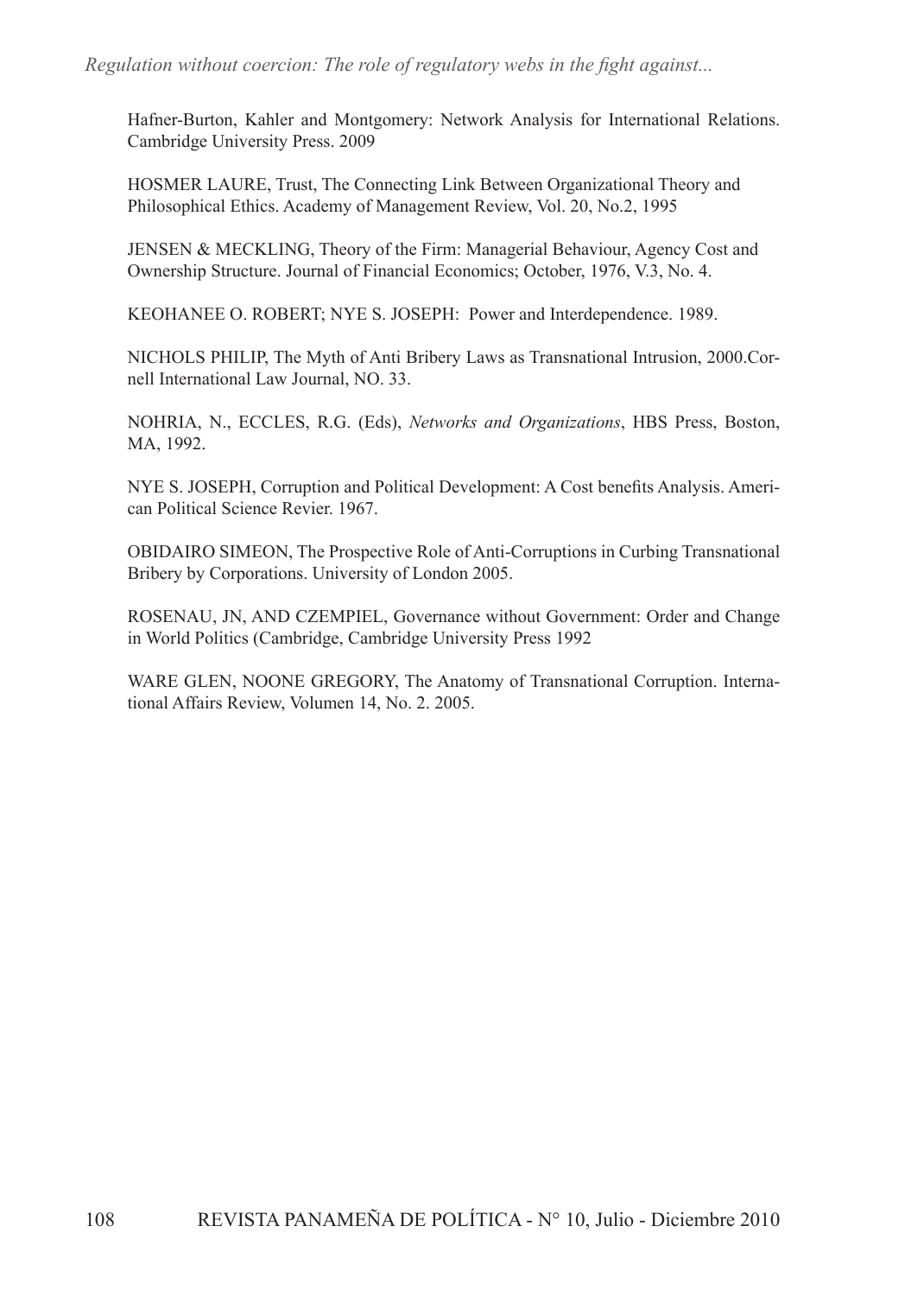Hafner-Burton, Kahler and Montgomery: Network Analysis for International Relations. Cambridge University Press. 2009

HOSMER LAURE, Trust, The Connecting Link Between Organizational Theory and Philosophical Ethics. Academy of Management Review, Vol. 20, No.2, 1995

JENSEN & MECKLING, Theory of the Firm: Managerial Behaviour, Agency Cost and Ownership Structure. Journal of Financial Economics; October, 1976, V.3, No. 4.

KEOHANEE O. ROBERT; NYE S. JOSEPH: Power and Interdependence. 1989.

NICHOLS PHILIP, The Myth of Anti Bribery Laws as Transnational Intrusion, 2000.Cornell International Law Journal, NO. 33.

NOHRIA, N., ECCLES, R.G. (Eds), *Networks and Organizations*, HBS Press, Boston, MA, 1992.

NYE S. JOSEPH, Corruption and Political Development: A Cost benefits Analysis. American Political Science Revier. 1967.

OBIDAIRO SIMEON, The Prospective Role of Anti-Corruptions in Curbing Transnational Bribery by Corporations. University of London 2005.

ROSENAU, JN, AND CZEMPIEL, Governance without Government: Order and Change in World Politics (Cambridge, Cambridge University Press 1992

WARE GLEN, NOONE GREGORY, The Anatomy of Transnational Corruption. International Affairs Review, Volumen 14, No. 2. 2005.